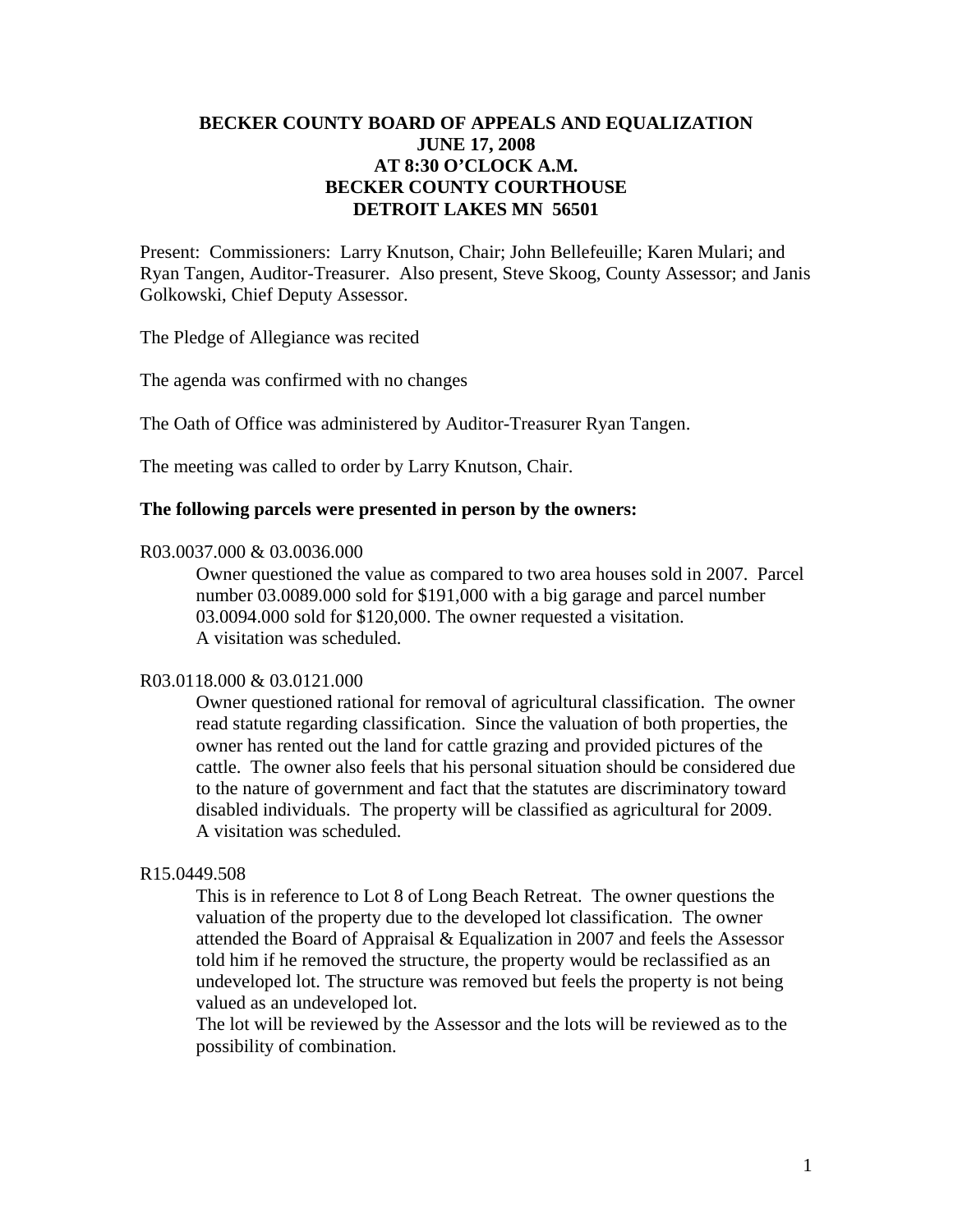# BECKER COUNTY BOARD OF APPEALS AND EQUALIZATION
## JUNE 17, 2008
## AT 8:30 O'CLOCK A.M.
## BECKER COUNTY COURTHOUSE
## DETROIT LAKES MN 56501

Present: Commissioners: Larry Knutson, Chair; John Bellefeuille; Karen Mulari; and Ryan Tangen, Auditor-Treasurer. Also present, Steve Skoog, County Assessor; and Janis Golkowski, Chief Deputy Assessor.

The Pledge of Allegiance was recited

The agenda was confirmed with no changes

The Oath of Office was administered by Auditor-Treasurer Ryan Tangen.

The meeting was called to order by Larry Knutson, Chair.

**The following parcels were presented in person by the owners:**

R03.0037.000 & 03.0036.000

> Owner questioned the value as compared to two area houses sold in 2007. Parcel number 03.0089.000 sold for $191,000 with a big garage and parcel number 03.0094.000 sold for $120,000. The owner requested a visitation.
> A visitation was scheduled.

R03.0118.000 & 03.0121.000

> Owner questioned rational for removal of agricultural classification. The owner read statute regarding classification. Since the valuation of both properties, the owner has rented out the land for cattle grazing and provided pictures of the cattle. The owner also feels that his personal situation should be considered due to the nature of government and fact that the statutes are discriminatory toward disabled individuals. The property will be classified as agricultural for 2009.
> A visitation was scheduled.

R15.0449.508

> This is in reference to Lot 8 of Long Beach Retreat. The owner questions the valuation of the property due to the developed lot classification. The owner attended the Board of Appraisal & Equalization in 2007 and feels the Assessor told him if he removed the structure, the property would be reclassified as an undeveloped lot. The structure was removed but feels the property is not being valued as an undeveloped lot.
> The lot will be reviewed by the Assessor and the lots will be reviewed as to the possibility of combination.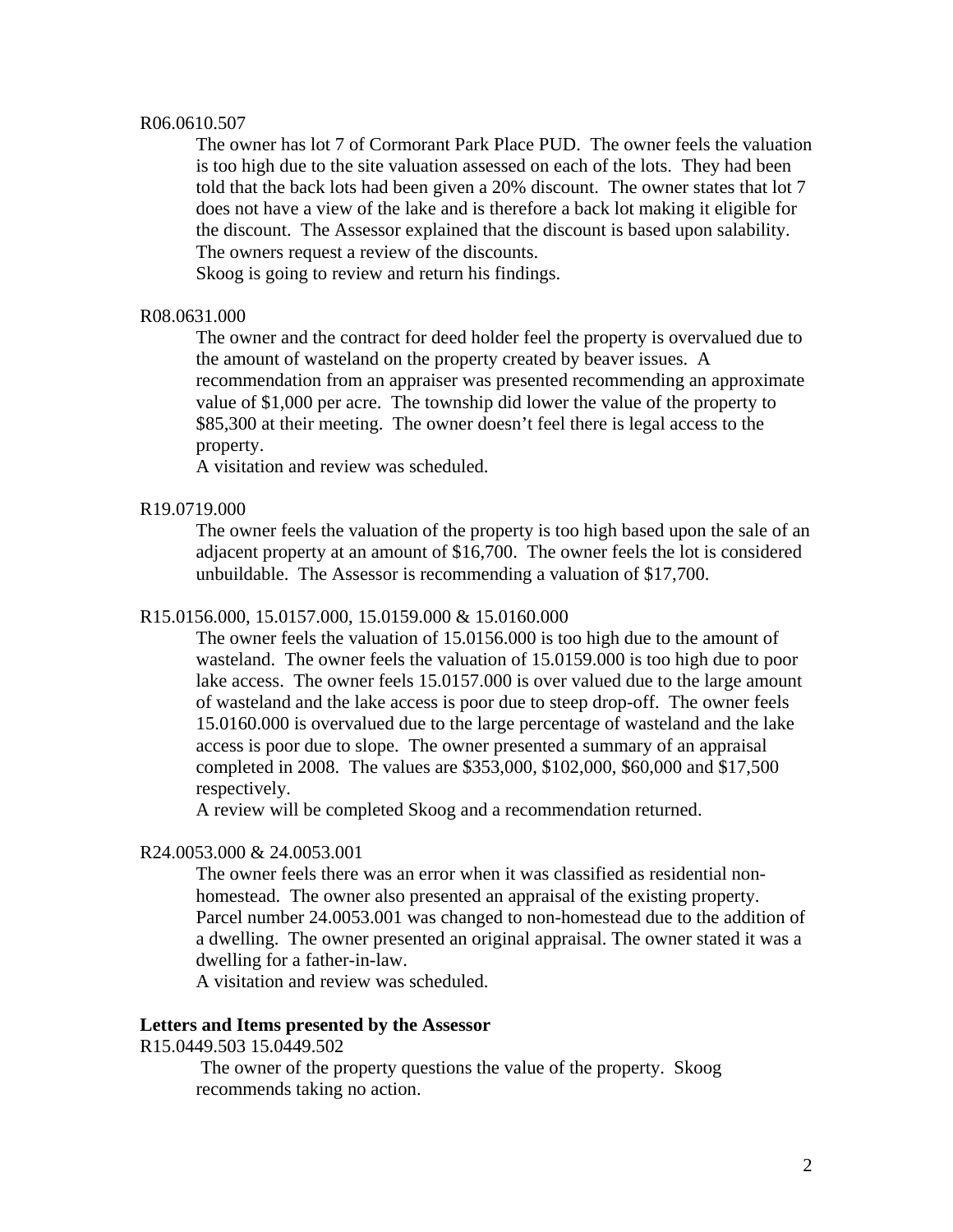R06.0610.507

The owner has lot 7 of Cormorant Park Place PUD. The owner feels the valuation is too high due to the site valuation assessed on each of the lots. They had been told that the back lots had been given a 20% discount. The owner states that lot 7 does not have a view of the lake and is therefore a back lot making it eligible for the discount. The Assessor explained that the discount is based upon salability. The owners request a review of the discounts.
Skoog is going to review and return his findings.

R08.0631.000

The owner and the contract for deed holder feel the property is overvalued due to the amount of wasteland on the property created by beaver issues. A recommendation from an appraiser was presented recommending an approximate value of $1,000 per acre. The township did lower the value of the property to $85,300 at their meeting. The owner doesn't feel there is legal access to the property.
A visitation and review was scheduled.

R19.0719.000

The owner feels the valuation of the property is too high based upon the sale of an adjacent property at an amount of $16,700. The owner feels the lot is considered unbuildable. The Assessor is recommending a valuation of $17,700.

R15.0156.000, 15.0157.000, 15.0159.000 & 15.0160.000

The owner feels the valuation of 15.0156.000 is too high due to the amount of wasteland. The owner feels the valuation of 15.0159.000 is too high due to poor lake access. The owner feels 15.0157.000 is over valued due to the large amount of wasteland and the lake access is poor due to steep drop-off. The owner feels 15.0160.000 is overvalued due to the large percentage of wasteland and the lake access is poor due to slope. The owner presented a summary of an appraisal completed in 2008. The values are $353,000, $102,000, $60,000 and $17,500 respectively.
A review will be completed Skoog and a recommendation returned.

R24.0053.000 & 24.0053.001

The owner feels there was an error when it was classified as residential non-homestead. The owner also presented an appraisal of the existing property. Parcel number 24.0053.001 was changed to non-homestead due to the addition of a dwelling. The owner presented an original appraisal. The owner stated it was a dwelling for a father-in-law.
A visitation and review was scheduled.

**Letters and Items presented by the Assessor**

R15.0449.503 15.0449.502

The owner of the property questions the value of the property. Skoog recommends taking no action.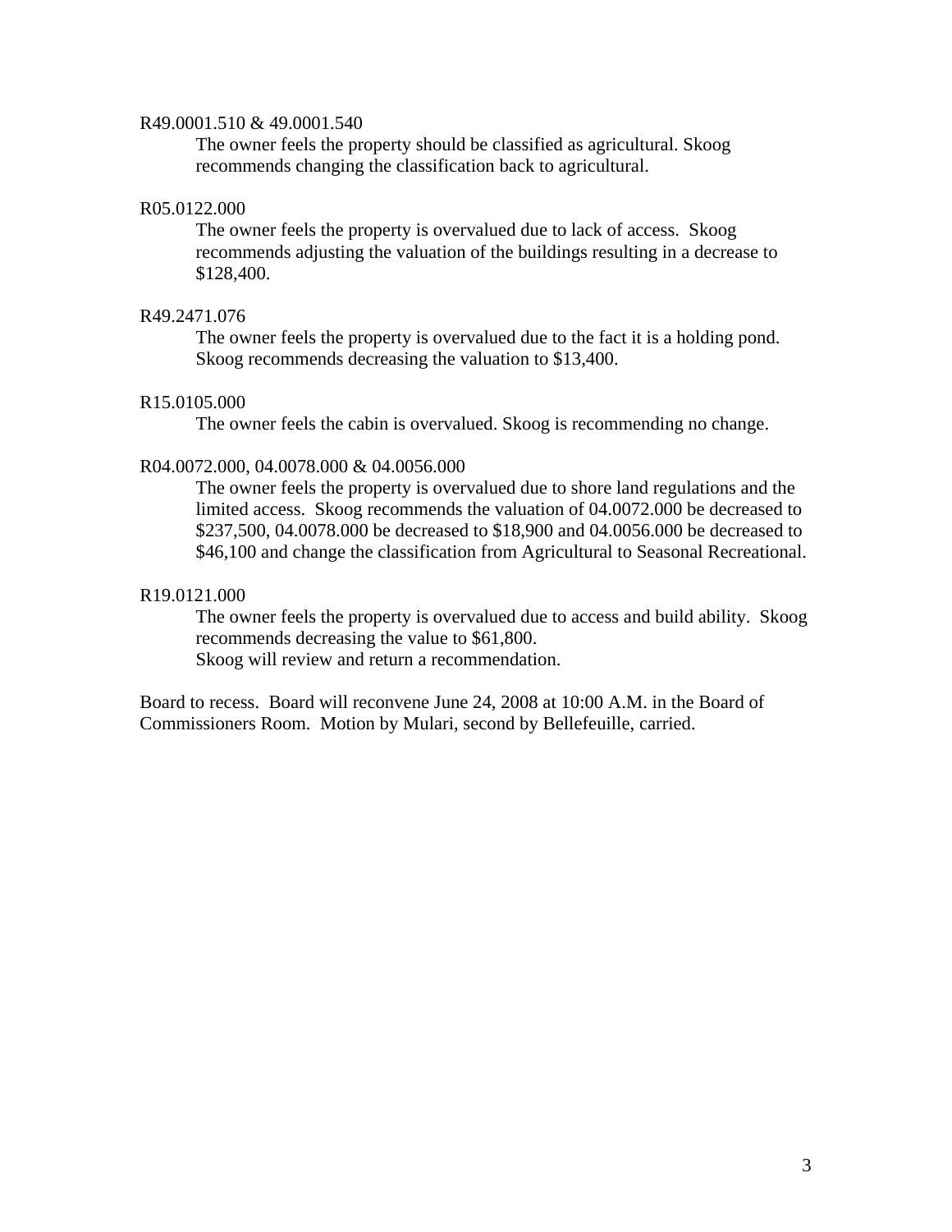R49.0001.510 & 49.0001.540

The owner feels the property should be classified as agricultural. Skoog recommends changing the classification back to agricultural.

R05.0122.000

The owner feels the property is overvalued due to lack of access. Skoog recommends adjusting the valuation of the buildings resulting in a decrease to $128,400.

R49.2471.076

The owner feels the property is overvalued due to the fact it is a holding pond. Skoog recommends decreasing the valuation to $13,400.

R15.0105.000

The owner feels the cabin is overvalued. Skoog is recommending no change.

R04.0072.000, 04.0078.000 & 04.0056.000

The owner feels the property is overvalued due to shore land regulations and the limited access. Skoog recommends the valuation of 04.0072.000 be decreased to $237,500, 04.0078.000 be decreased to $18,900 and 04.0056.000 be decreased to $46,100 and change the classification from Agricultural to Seasonal Recreational.

R19.0121.000

The owner feels the property is overvalued due to access and build ability. Skoog recommends decreasing the value to $61,800.
Skoog will review and return a recommendation.

Board to recess. Board will reconvene June 24, 2008 at 10:00 A.M. in the Board of Commissioners Room. Motion by Mulari, second by Bellefeuille, carried.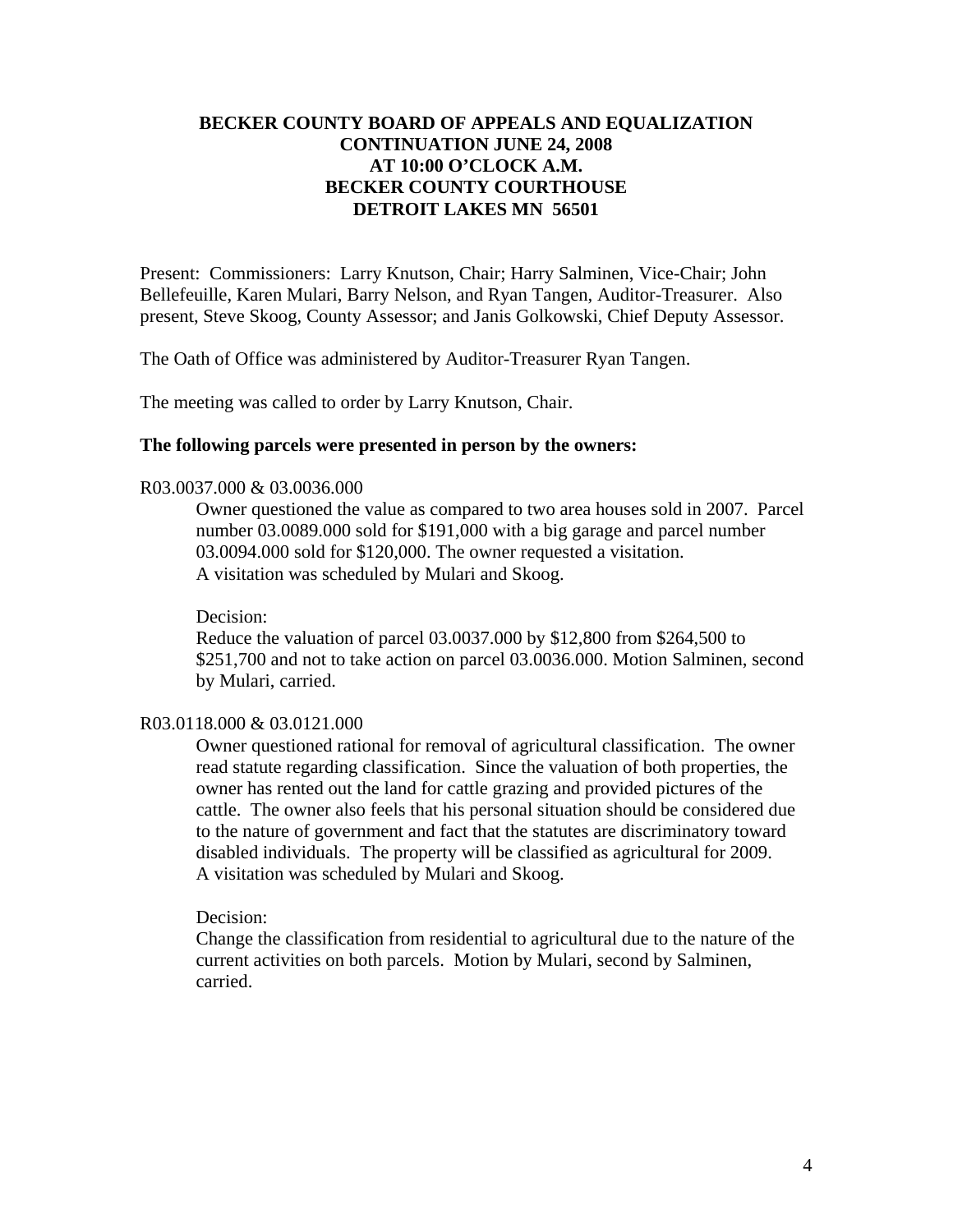**BECKER COUNTY BOARD OF APPEALS AND EQUALIZATION**
**CONTINUATION JUNE 24, 2008**
**AT 10:00 O'CLOCK A.M.**
**BECKER COUNTY COURTHOUSE**
**DETROIT LAKES MN 56501**

Present: Commissioners: Larry Knutson, Chair; Harry Salminen, Vice-Chair; John Bellefeuille, Karen Mulari, Barry Nelson, and Ryan Tangen, Auditor-Treasurer. Also present, Steve Skoog, County Assessor; and Janis Golkowski, Chief Deputy Assessor.

The Oath of Office was administered by Auditor-Treasurer Ryan Tangen.

The meeting was called to order by Larry Knutson, Chair.

**The following parcels were presented in person by the owners:**

R03.0037.000 & 03.0036.000

Owner questioned the value as compared to two area houses sold in 2007. Parcel number 03.0089.000 sold for $191,000 with a big garage and parcel number 03.0094.000 sold for $120,000. The owner requested a visitation.
A visitation was scheduled by Mulari and Skoog.

Decision:
Reduce the valuation of parcel 03.0037.000 by $12,800 from $264,500 to $251,700 and not to take action on parcel 03.0036.000. Motion Salminen, second by Mulari, carried.

R03.0118.000 & 03.0121.000

Owner questioned rational for removal of agricultural classification. The owner read statute regarding classification. Since the valuation of both properties, the owner has rented out the land for cattle grazing and provided pictures of the cattle. The owner also feels that his personal situation should be considered due to the nature of government and fact that the statutes are discriminatory toward disabled individuals. The property will be classified as agricultural for 2009.
A visitation was scheduled by Mulari and Skoog.

Decision:
Change the classification from residential to agricultural due to the nature of the current activities on both parcels. Motion by Mulari, second by Salminen, carried.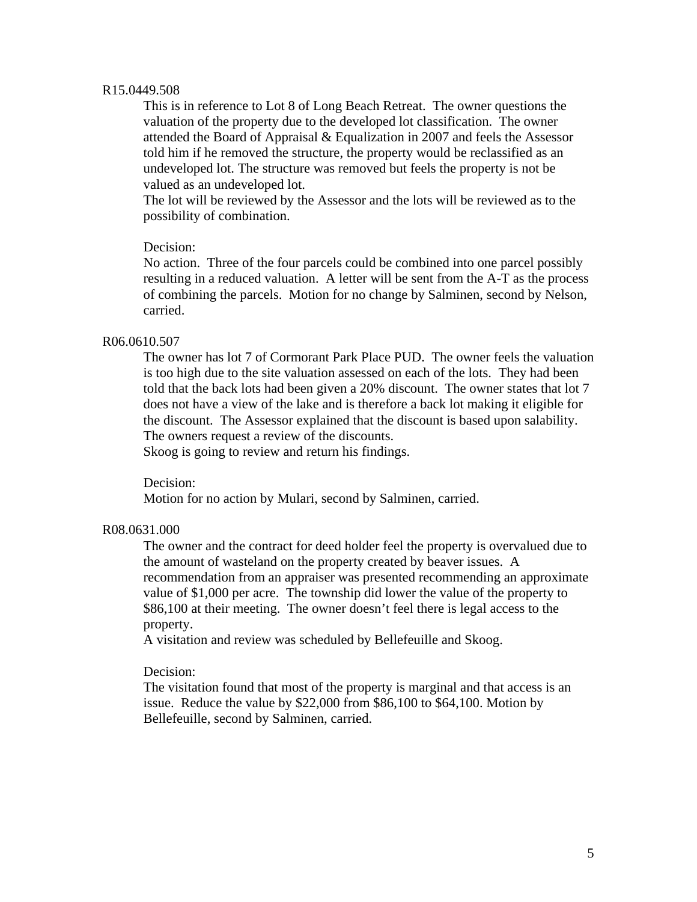R15.0449.508

This is in reference to Lot 8 of Long Beach Retreat. The owner questions the valuation of the property due to the developed lot classification. The owner attended the Board of Appraisal & Equalization in 2007 and feels the Assessor told him if he removed the structure, the property would be reclassified as an undeveloped lot. The structure was removed but feels the property is not be valued as an undeveloped lot.

The lot will be reviewed by the Assessor and the lots will be reviewed as to the possibility of combination.

Decision:

No action. Three of the four parcels could be combined into one parcel possibly resulting in a reduced valuation. A letter will be sent from the A-T as the process of combining the parcels. Motion for no change by Salminen, second by Nelson, carried.

R06.0610.507

The owner has lot 7 of Cormorant Park Place PUD. The owner feels the valuation is too high due to the site valuation assessed on each of the lots. They had been told that the back lots had been given a 20% discount. The owner states that lot 7 does not have a view of the lake and is therefore a back lot making it eligible for the discount. The Assessor explained that the discount is based upon salability. The owners request a review of the discounts.

Skoog is going to review and return his findings.

Decision:

Motion for no action by Mulari, second by Salminen, carried.

R08.0631.000

The owner and the contract for deed holder feel the property is overvalued due to the amount of wasteland on the property created by beaver issues. A recommendation from an appraiser was presented recommending an approximate value of $1,000 per acre. The township did lower the value of the property to $86,100 at their meeting. The owner doesn't feel there is legal access to the property.

A visitation and review was scheduled by Bellefeuille and Skoog.

Decision:

The visitation found that most of the property is marginal and that access is an issue. Reduce the value by $22,000 from $86,100 to $64,100. Motion by Bellefeuille, second by Salminen, carried.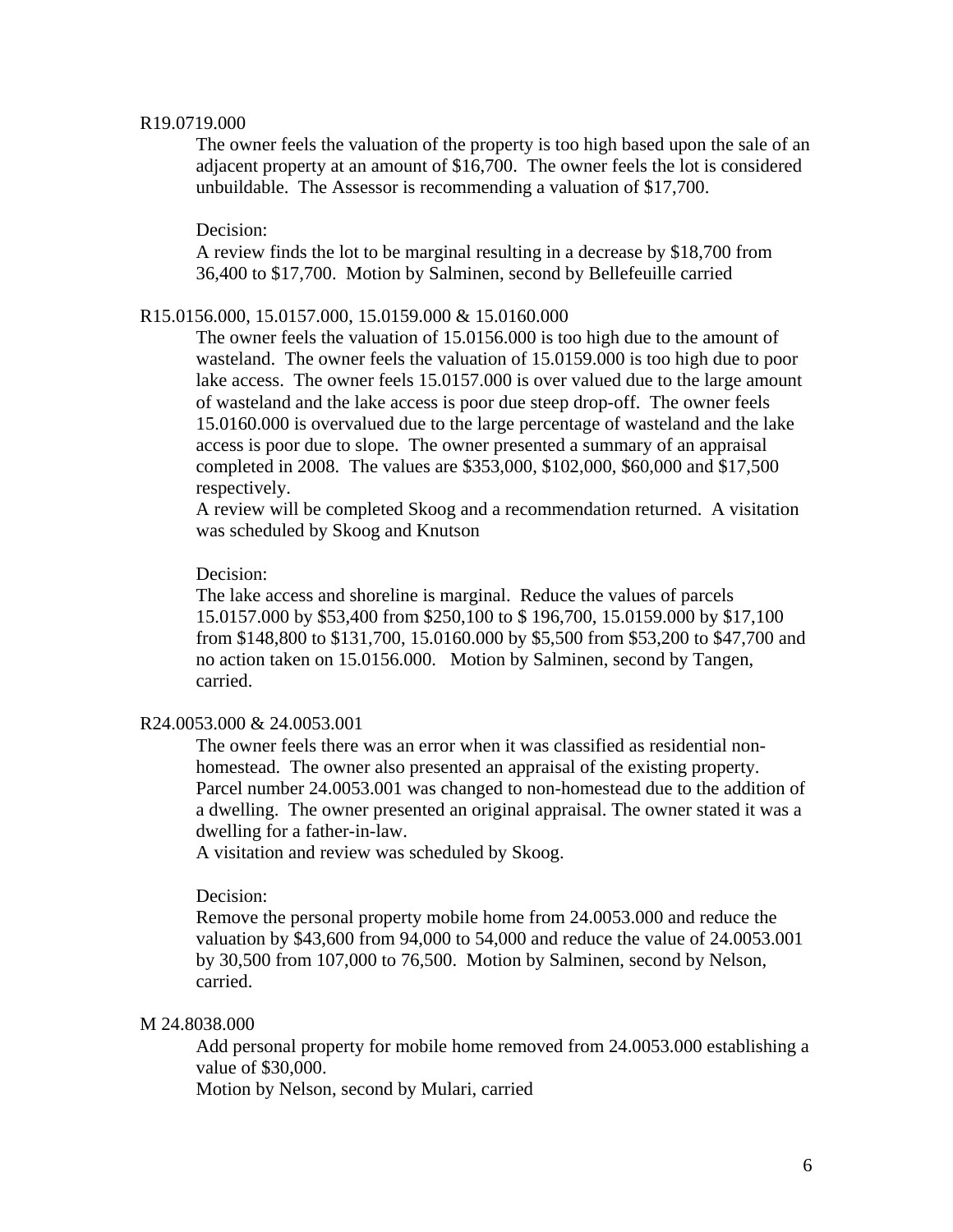R19.0719.000

The owner feels the valuation of the property is too high based upon the sale of an adjacent property at an amount of $16,700. The owner feels the lot is considered unbuildable. The Assessor is recommending a valuation of $17,700.

Decision:

A review finds the lot to be marginal resulting in a decrease by $18,700 from 36,400 to $17,700. Motion by Salminen, second by Bellefeuille carried

R15.0156.000, 15.0157.000, 15.0159.000 & 15.0160.000

The owner feels the valuation of 15.0156.000 is too high due to the amount of wasteland. The owner feels the valuation of 15.0159.000 is too high due to poor lake access. The owner feels 15.0157.000 is over valued due to the large amount of wasteland and the lake access is poor due steep drop-off. The owner feels 15.0160.000 is overvalued due to the large percentage of wasteland and the lake access is poor due to slope. The owner presented a summary of an appraisal completed in 2008. The values are $353,000, $102,000, $60,000 and $17,500 respectively.

A review will be completed Skoog and a recommendation returned. A visitation was scheduled by Skoog and Knutson

Decision:

The lake access and shoreline is marginal. Reduce the values of parcels 15.0157.000 by $53,400 from $250,100 to $ 196,700, 15.0159.000 by $17,100 from $148,800 to $131,700, 15.0160.000 by $5,500 from $53,200 to $47,700 and no action taken on 15.0156.000. Motion by Salminen, second by Tangen, carried.

R24.0053.000 & 24.0053.001

The owner feels there was an error when it was classified as residential non-homestead. The owner also presented an appraisal of the existing property. Parcel number 24.0053.001 was changed to non-homestead due to the addition of a dwelling. The owner presented an original appraisal. The owner stated it was a dwelling for a father-in-law.

A visitation and review was scheduled by Skoog.

Decision:

Remove the personal property mobile home from 24.0053.000 and reduce the valuation by $43,600 from 94,000 to 54,000 and reduce the value of 24.0053.001 by 30,500 from 107,000 to 76,500. Motion by Salminen, second by Nelson, carried.

M 24.8038.000

Add personal property for mobile home removed from 24.0053.000 establishing a value of $30,000.

Motion by Nelson, second by Mulari, carried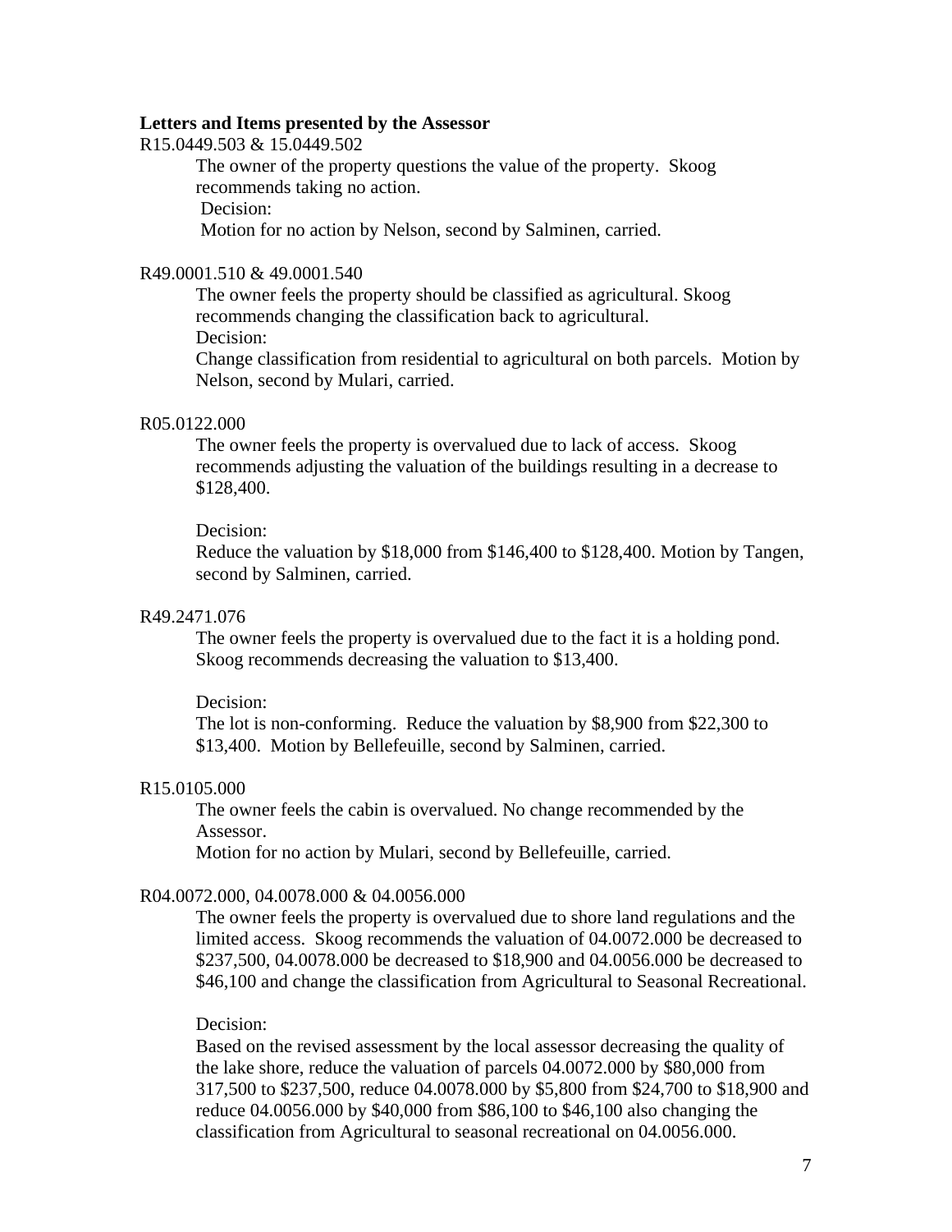**Letters and Items presented by the Assessor**

R15.0449.503 & 15.0449.502

The owner of the property questions the value of the property. Skoog recommends taking no action.

Decision:

Motion for no action by Nelson, second by Salminen, carried.

R49.0001.510 & 49.0001.540

The owner feels the property should be classified as agricultural. Skoog recommends changing the classification back to agricultural.

Decision:

Change classification from residential to agricultural on both parcels. Motion by Nelson, second by Mulari, carried.

R05.0122.000

The owner feels the property is overvalued due to lack of access. Skoog recommends adjusting the valuation of the buildings resulting in a decrease to $128,400.

Decision:

Reduce the valuation by $18,000 from $146,400 to $128,400. Motion by Tangen, second by Salminen, carried.

R49.2471.076

The owner feels the property is overvalued due to the fact it is a holding pond. Skoog recommends decreasing the valuation to $13,400.

Decision:

The lot is non-conforming. Reduce the valuation by $8,900 from $22,300 to $13,400. Motion by Bellefeuille, second by Salminen, carried.

R15.0105.000

The owner feels the cabin is overvalued. No change recommended by the Assessor.

Motion for no action by Mulari, second by Bellefeuille, carried.

R04.0072.000, 04.0078.000 & 04.0056.000

The owner feels the property is overvalued due to shore land regulations and the limited access. Skoog recommends the valuation of 04.0072.000 be decreased to $237,500, 04.0078.000 be decreased to $18,900 and 04.0056.000 be decreased to $46,100 and change the classification from Agricultural to Seasonal Recreational.

Decision:

Based on the revised assessment by the local assessor decreasing the quality of the lake shore, reduce the valuation of parcels 04.0072.000 by $80,000 from 317,500 to $237,500, reduce 04.0078.000 by $5,800 from $24,700 to $18,900 and reduce 04.0056.000 by $40,000 from $86,100 to $46,100 also changing the classification from Agricultural to seasonal recreational on 04.0056.000.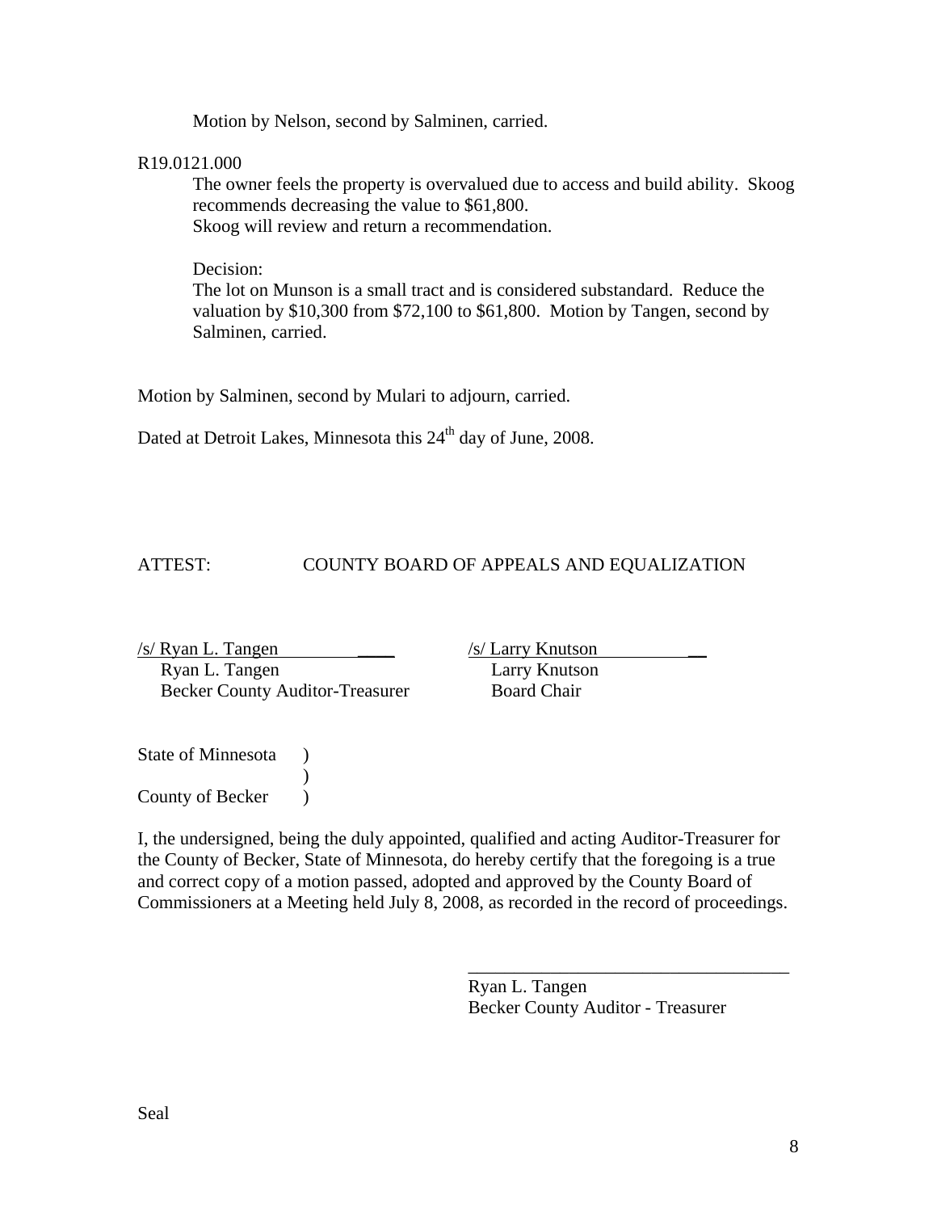Motion by Nelson, second by Salminen, carried.

R19.0121.000

The owner feels the property is overvalued due to access and build ability. Skoog recommends decreasing the value to $61,800.
Skoog will review and return a recommendation.

Decision:
The lot on Munson is a small tract and is considered substandard. Reduce the valuation by $10,300 from $72,100 to $61,800. Motion by Tangen, second by Salminen, carried.

Motion by Salminen, second by Mulari to adjourn, carried.

Dated at Detroit Lakes, Minnesota this 24th day of June, 2008.

ATTEST: COUNTY BOARD OF APPEALS AND EQUALIZATION

/s/ Ryan L. Tangen
Ryan L. Tangen
Becker County Auditor-Treasurer

/s/ Larry Knutson
Larry Knutson
Board Chair

State of Minnesota )
)
County of Becker )

I, the undersigned, being the duly appointed, qualified and acting Auditor-Treasurer for the County of Becker, State of Minnesota, do hereby certify that the foregoing is a true and correct copy of a motion passed, adopted and approved by the County Board of Commissioners at a Meeting held July 8, 2008, as recorded in the record of proceedings.

\_\_\_\_\_\_\_\_\_\_\_\_\_\_\_\_\_\_\_\_\_\_\_\_\_\_\_\_\_\_\_\_\_\_\_\_
Ryan L. Tangen
Becker County Auditor - Treasurer

Seal